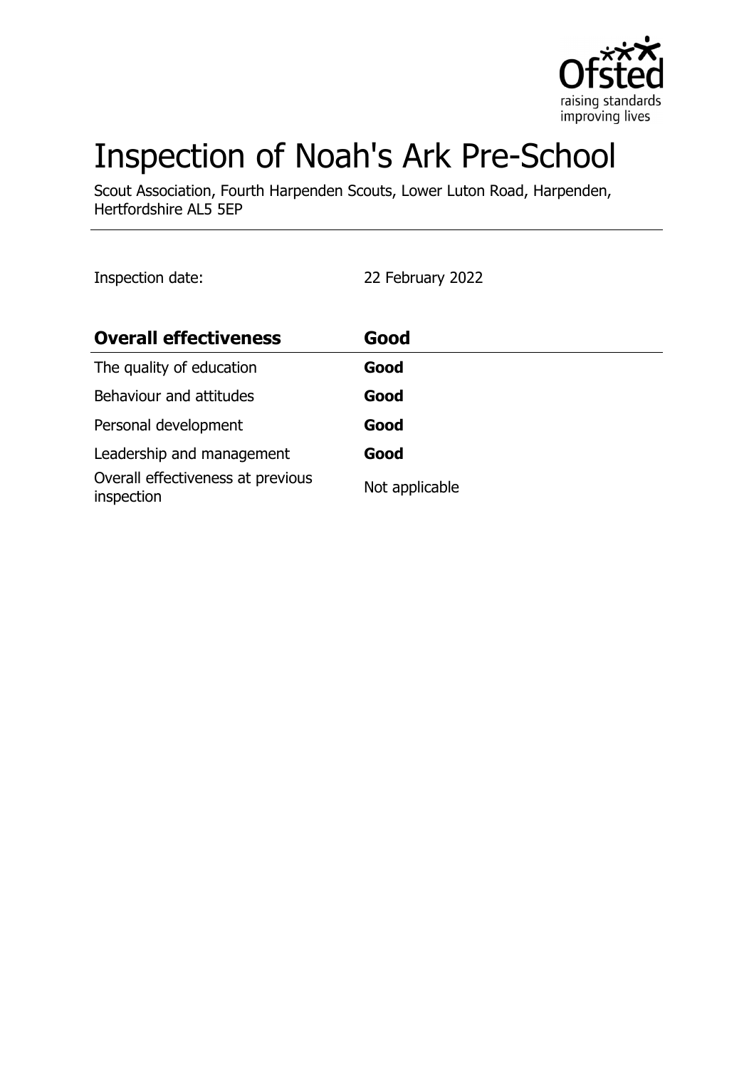# Inspection of Noah's Ark Pre-School

Scout Association, Fourth Harpenden Scouts, Lower Luton Road, Harpenden, Hertfordshire AL5 5EP

Inspection date: 22 February 2022

| **Overall effectiveness** | **Good** |
| --- | --- |
| The quality of education | **Good** |
| Behaviour and attitudes | **Good** |
| Personal development | **Good** |
| Leadership and management | **Good** |
| Overall effectiveness at previous inspection | Not applicable |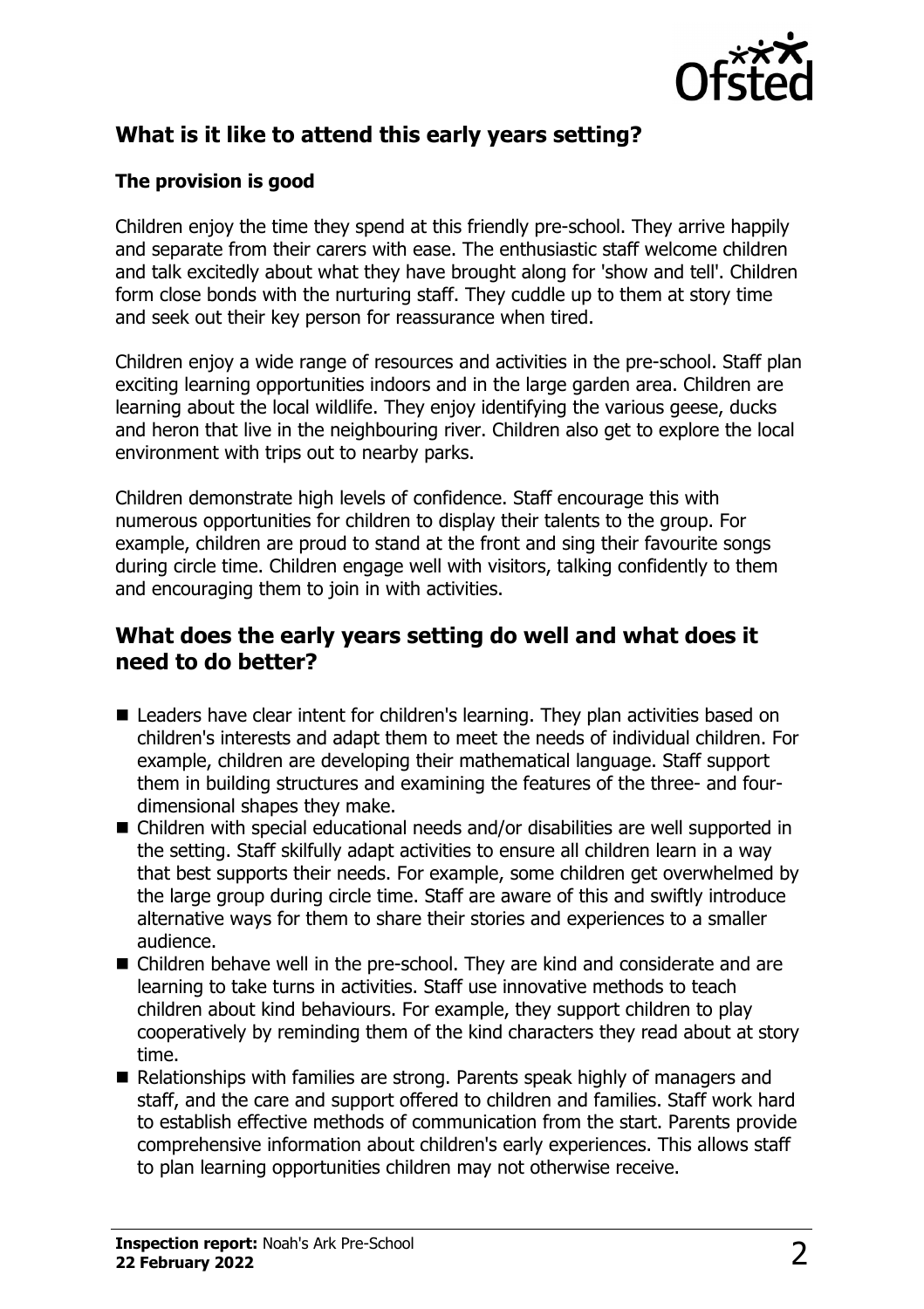## What is it like to attend this early years setting?

### The provision is good

Children enjoy the time they spend at this friendly pre-school. They arrive happily and separate from their carers with ease. The enthusiastic staff welcome children and talk excitedly about what they have brought along for 'show and tell'. Children form close bonds with the nurturing staff. They cuddle up to them at story time and seek out their key person for reassurance when tired.

Children enjoy a wide range of resources and activities in the pre-school. Staff plan exciting learning opportunities indoors and in the large garden area. Children are learning about the local wildlife. They enjoy identifying the various geese, ducks and heron that live in the neighbouring river. Children also get to explore the local environment with trips out to nearby parks.

Children demonstrate high levels of confidence. Staff encourage this with numerous opportunities for children to display their talents to the group. For example, children are proud to stand at the front and sing their favourite songs during circle time. Children engage well with visitors, talking confidently to them and encouraging them to join in with activities.

## What does the early years setting do well and what does it need to do better?

- Leaders have clear intent for children's learning. They plan activities based on children's interests and adapt them to meet the needs of individual children. For example, children are developing their mathematical language. Staff support them in building structures and examining the features of the three- and four-dimensional shapes they make.
- Children with special educational needs and/or disabilities are well supported in the setting. Staff skilfully adapt activities to ensure all children learn in a way that best supports their needs. For example, some children get overwhelmed by the large group during circle time. Staff are aware of this and swiftly introduce alternative ways for them to share their stories and experiences to a smaller audience.
- Children behave well in the pre-school. They are kind and considerate and are learning to take turns in activities. Staff use innovative methods to teach children about kind behaviours. For example, they support children to play cooperatively by reminding them of the kind characters they read about at story time.
- Relationships with families are strong. Parents speak highly of managers and staff, and the care and support offered to children and families. Staff work hard to establish effective methods of communication from the start. Parents provide comprehensive information about children's early experiences. This allows staff to plan learning opportunities children may not otherwise receive.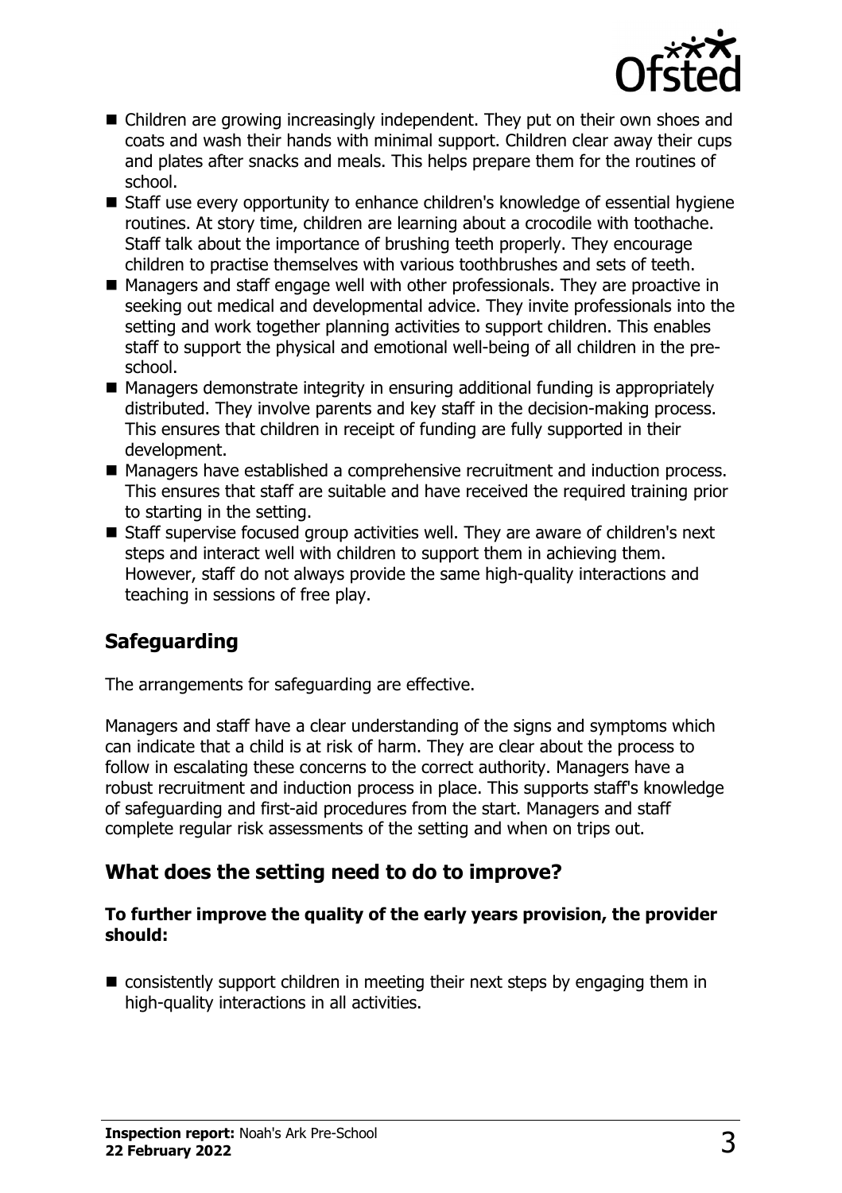- Children are growing increasingly independent. They put on their own shoes and coats and wash their hands with minimal support. Children clear away their cups and plates after snacks and meals. This helps prepare them for the routines of school.
- Staff use every opportunity to enhance children's knowledge of essential hygiene routines. At story time, children are learning about a crocodile with toothache. Staff talk about the importance of brushing teeth properly. They encourage children to practise themselves with various toothbrushes and sets of teeth.
- Managers and staff engage well with other professionals. They are proactive in seeking out medical and developmental advice. They invite professionals into the setting and work together planning activities to support children. This enables staff to support the physical and emotional well-being of all children in the pre-school.
- Managers demonstrate integrity in ensuring additional funding is appropriately distributed. They involve parents and key staff in the decision-making process. This ensures that children in receipt of funding are fully supported in their development.
- Managers have established a comprehensive recruitment and induction process. This ensures that staff are suitable and have received the required training prior to starting in the setting.
- Staff supervise focused group activities well. They are aware of children's next steps and interact well with children to support them in achieving them. However, staff do not always provide the same high-quality interactions and teaching in sessions of free play.

## Safeguarding

The arrangements for safeguarding are effective.

Managers and staff have a clear understanding of the signs and symptoms which can indicate that a child is at risk of harm. They are clear about the process to follow in escalating these concerns to the correct authority. Managers have a robust recruitment and induction process in place. This supports staff's knowledge of safeguarding and first-aid procedures from the start. Managers and staff complete regular risk assessments of the setting and when on trips out.

## What does the setting need to do to improve?

**To further improve the quality of the early years provision, the provider should:**

- consistently support children in meeting their next steps by engaging them in high-quality interactions in all activities.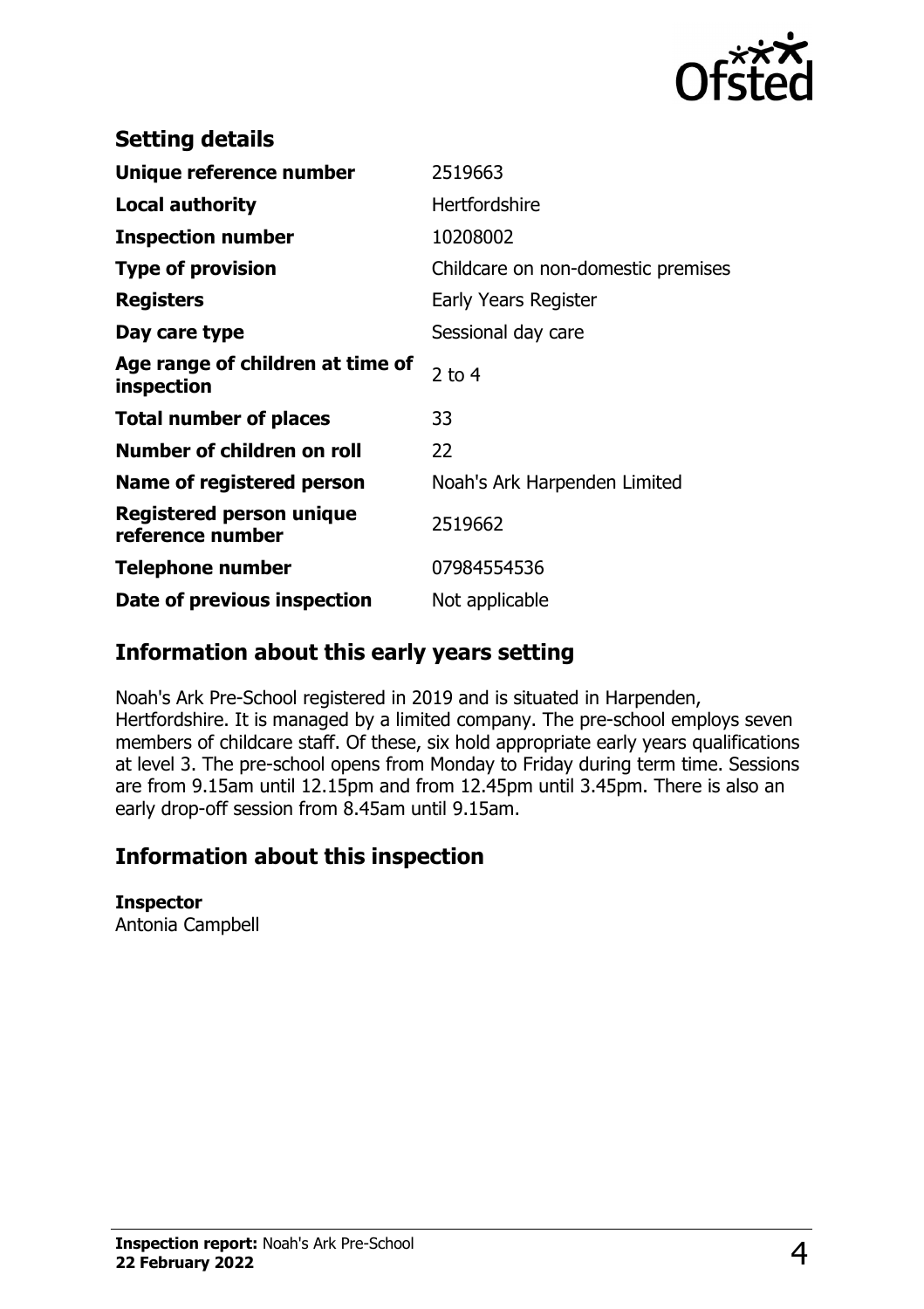## Setting details

| | |
|---|---|
| **Unique reference number** | 2519663 |
| **Local authority** | Hertfordshire |
| **Inspection number** | 10208002 |
| **Type of provision** | Childcare on non-domestic premises |
| **Registers** | Early Years Register |
| **Day care type** | Sessional day care |
| **Age range of children at time of inspection** | 2 to 4 |
| **Total number of places** | 33 |
| **Number of children on roll** | 22 |
| **Name of registered person** | Noah's Ark Harpenden Limited |
| **Registered person unique reference number** | 2519662 |
| **Telephone number** | 07984554536 |
| **Date of previous inspection** | Not applicable |

## Information about this early years setting

Noah's Ark Pre-School registered in 2019 and is situated in Harpenden, Hertfordshire. It is managed by a limited company. The pre-school employs seven members of childcare staff. Of these, six hold appropriate early years qualifications at level 3. The pre-school opens from Monday to Friday during term time. Sessions are from 9.15am until 12.15pm and from 12.45pm until 3.45pm. There is also an early drop-off session from 8.45am until 9.15am.

## Information about this inspection

**Inspector**
Antonia Campbell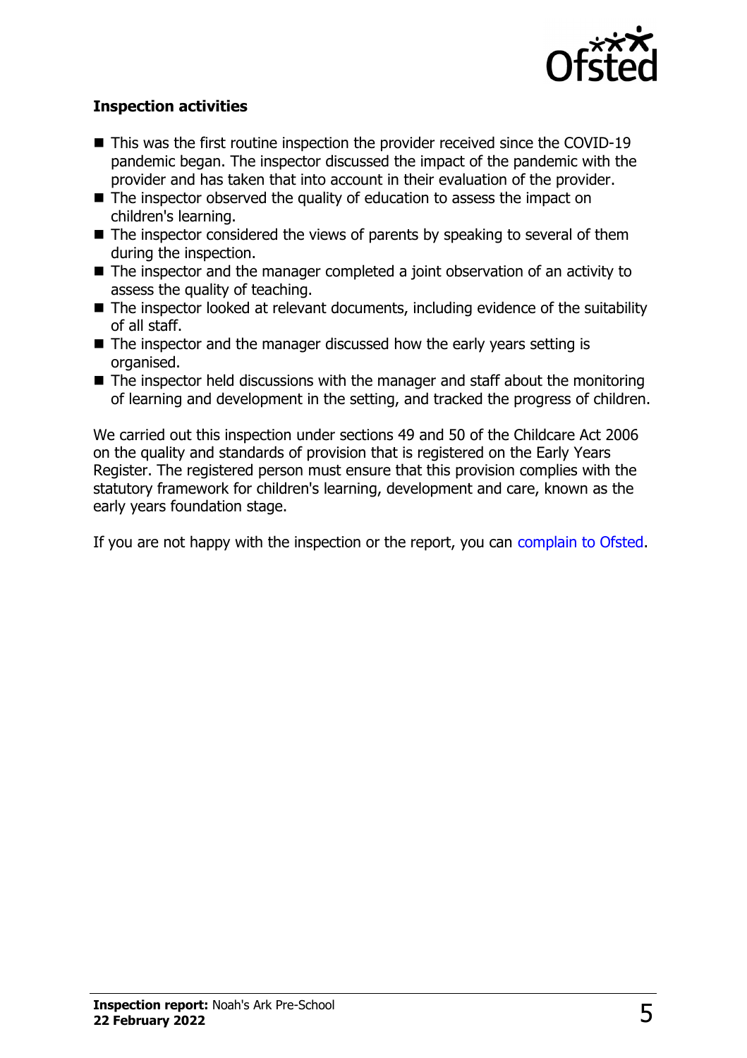**Inspection activities**

- This was the first routine inspection the provider received since the COVID-19 pandemic began. The inspector discussed the impact of the pandemic with the provider and has taken that into account in their evaluation of the provider.
- The inspector observed the quality of education to assess the impact on children's learning.
- The inspector considered the views of parents by speaking to several of them during the inspection.
- The inspector and the manager completed a joint observation of an activity to assess the quality of teaching.
- The inspector looked at relevant documents, including evidence of the suitability of all staff.
- The inspector and the manager discussed how the early years setting is organised.
- The inspector held discussions with the manager and staff about the monitoring of learning and development in the setting, and tracked the progress of children.

We carried out this inspection under sections 49 and 50 of the Childcare Act 2006 on the quality and standards of provision that is registered on the Early Years Register. The registered person must ensure that this provision complies with the statutory framework for children's learning, development and care, known as the early years foundation stage.

If you are not happy with the inspection or the report, you can complain to Ofsted.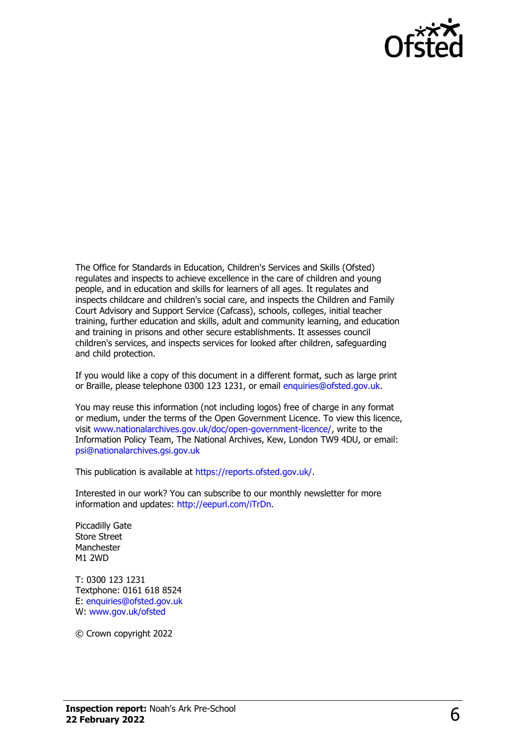The Office for Standards in Education, Children's Services and Skills (Ofsted) regulates and inspects to achieve excellence in the care of children and young people, and in education and skills for learners of all ages. It regulates and inspects childcare and children's social care, and inspects the Children and Family Court Advisory and Support Service (Cafcass), schools, colleges, initial teacher training, further education and skills, adult and community learning, and education and training in prisons and other secure establishments. It assesses council children's services, and inspects services for looked after children, safeguarding and child protection.

If you would like a copy of this document in a different format, such as large print or Braille, please telephone 0300 123 1231, or email enquiries@ofsted.gov.uk.

You may reuse this information (not including logos) free of charge in any format or medium, under the terms of the Open Government Licence. To view this licence, visit www.nationalarchives.gov.uk/doc/open-government-licence/, write to the Information Policy Team, The National Archives, Kew, London TW9 4DU, or email: psi@nationalarchives.gsi.gov.uk

This publication is available at https://reports.ofsted.gov.uk/.

Interested in our work? You can subscribe to our monthly newsletter for more information and updates: http://eepurl.com/iTrDn.

Piccadilly Gate
Store Street
Manchester
M1 2WD

T: 0300 123 1231
Textphone: 0161 618 8524
E: enquiries@ofsted.gov.uk
W: www.gov.uk/ofsted

© Crown copyright 2022